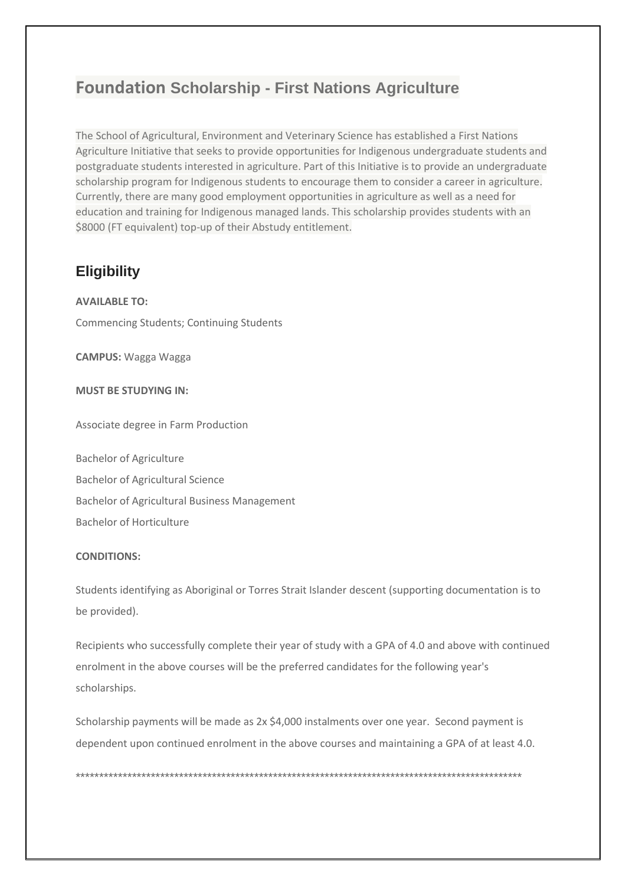# Foundation Scholarship - First Nations Agriculture

The School of Agricultural, Environment and Veterinary Science has established a First Nations Agriculture Initiative that seeks to provide opportunities for Indigenous undergraduate students and postgraduate students interested in agriculture. Part of this Initiative is to provide an undergraduate scholarship program for Indigenous students to encourage them to consider a career in agriculture. Currently, there are many good employment opportunities in agriculture as well as a need for education and training for Indigenous managed lands. This scholarship provides students with an $8000 (FT equivalent) top-up of their Abstudy entitlement.

## Eligibility

**AVAILABLE TO:**

Commencing Students; Continuing Students

**CAMPUS:** Wagga Wagga

**MUST BE STUDYING IN:**

Associate degree in Farm Production

Bachelor of Agriculture

Bachelor of Agricultural Science

Bachelor of Agricultural Business Management

Bachelor of Horticulture

**CONDITIONS:**

Students identifying as Aboriginal or Torres Strait Islander descent (supporting documentation is to be provided).

Recipients who successfully complete their year of study with a GPA of 4.0 and above with continued enrolment in the above courses will be the preferred candidates for the following year's scholarships.

Scholarship payments will be made as 2x $4,000 instalments over one year. Second payment is dependent upon continued enrolment in the above courses and maintaining a GPA of at least 4.0.

****************************************************************************************************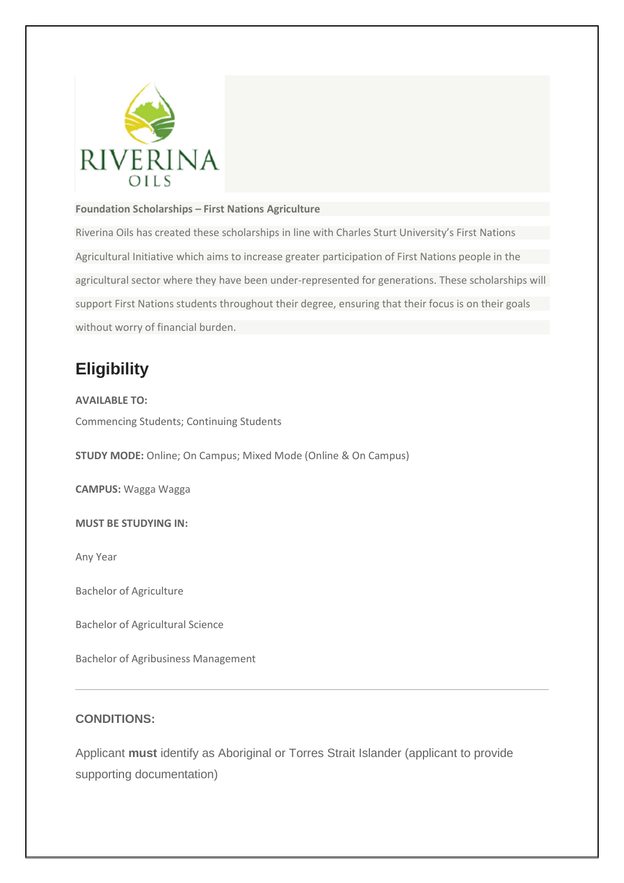**Foundation Scholarships – First Nations Agriculture**

Riverina Oils has created these scholarships in line with Charles Sturt University's First Nations Agricultural Initiative which aims to increase greater participation of First Nations people in the agricultural sector where they have been under-represented for generations. These scholarships will support First Nations students throughout their degree, ensuring that their focus is on their goals without worry of financial burden.

## Eligibility

**AVAILABLE TO:**

Commencing Students; Continuing Students

**STUDY MODE:** Online; On Campus; Mixed Mode (Online & On Campus)

**CAMPUS:** Wagga Wagga

**MUST BE STUDYING IN:**

Any Year

Bachelor of Agriculture

Bachelor of Agricultural Science

Bachelor of Agribusiness Management

---

### CONDITIONS:

Applicant **must** identify as Aboriginal or Torres Strait Islander (applicant to provide supporting documentation)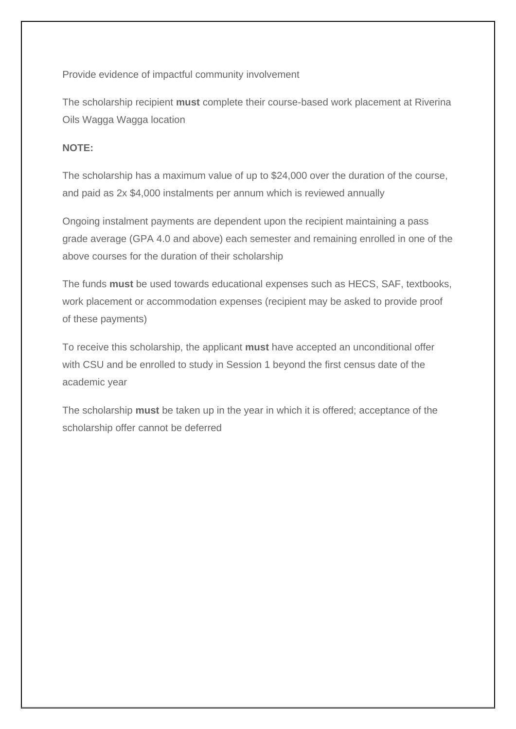Provide evidence of impactful community involvement

The scholarship recipient **must** complete their course-based work placement at Riverina Oils Wagga Wagga location

**NOTE:**

The scholarship has a maximum value of up to $24,000 over the duration of the course, and paid as 2x $4,000 instalments per annum which is reviewed annually

Ongoing instalment payments are dependent upon the recipient maintaining a pass grade average (GPA 4.0 and above) each semester and remaining enrolled in one of the above courses for the duration of their scholarship

The funds **must** be used towards educational expenses such as HECS, SAF, textbooks, work placement or accommodation expenses (recipient may be asked to provide proof of these payments)

To receive this scholarship, the applicant **must** have accepted an unconditional offer with CSU and be enrolled to study in Session 1 beyond the first census date of the academic year

The scholarship **must** be taken up in the year in which it is offered; acceptance of the scholarship offer cannot be deferred